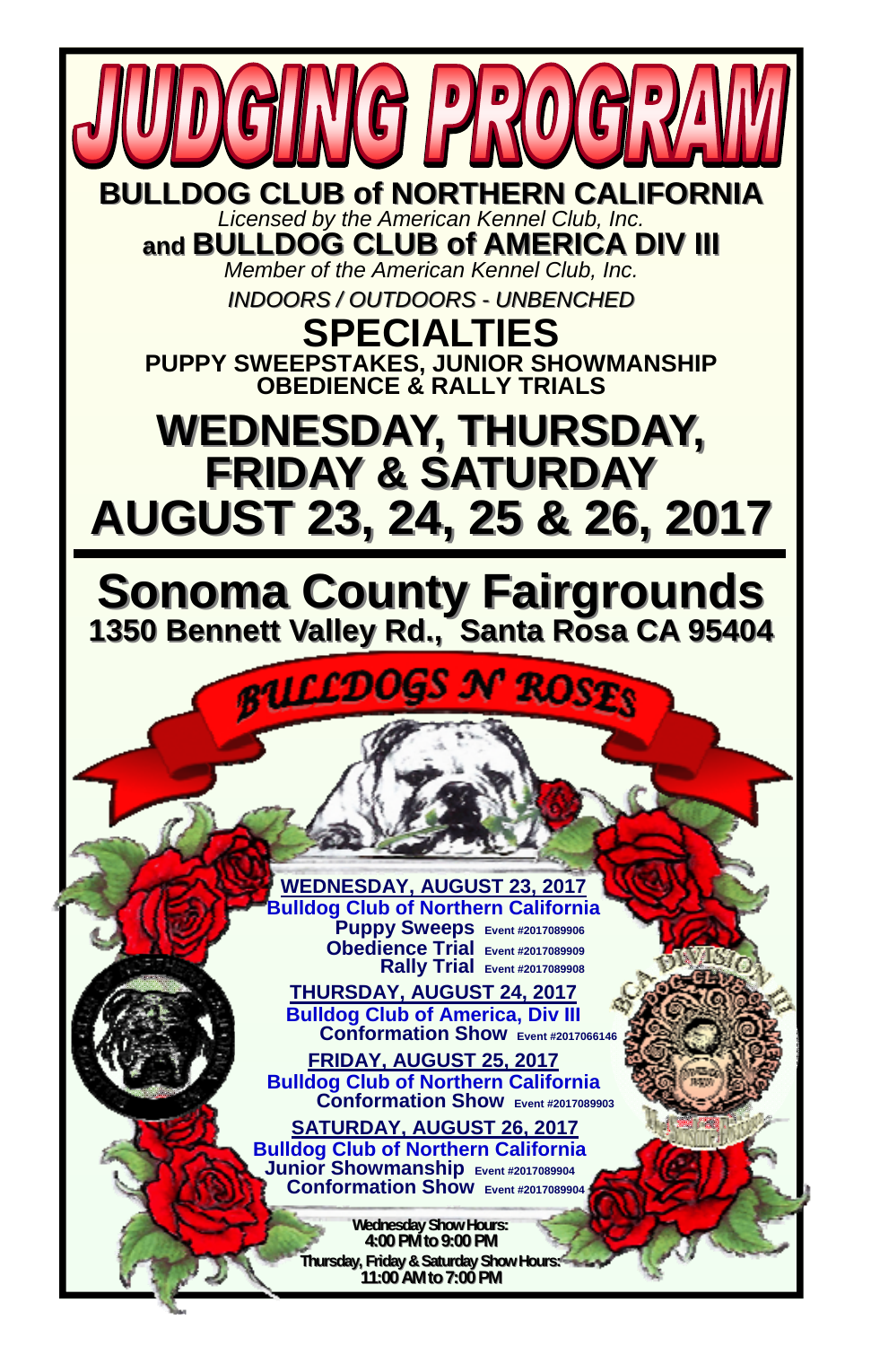# JUDGING PROGRAM

## BULLDOG CLUB of NORTHERN CALIFORNIA

*Licensed by the American Kennel Club, Inc.*

## and BULLDOG CLUB of AMERICA DIV III

*Member of the American Kennel Club, Inc.*

*INDOORS / OUTDOORS - UNBENCHED*

## SPECIALTIES

**PUPPY SWEEPSTAKES, JUNIOR SHOWMANSHIP**
**OBEDIENCE & RALLY TRIALS**

# WEDNESDAY, THURSDAY, FRIDAY & SATURDAY AUGUST 23, 24, 25 & 26, 2017

# Sonoma County Fairgrounds

**1350 Bennett Valley Rd., Santa Rosa CA 95404**

BULLDOGS N' ROSES

**WEDNESDAY, AUGUST 23, 2017**
**Bulldog Club of Northern California**
**Puppy Sweeps** Event #2017089906
**Obedience Trial** Event #2017089909
**Rally Trial** Event #2017089908

**THURSDAY, AUGUST 24, 2017**
**Bulldog Club of America, Div III**
**Conformation Show** Event #2017066146

**FRIDAY, AUGUST 25, 2017**
**Bulldog Club of Northern California**
**Conformation Show** Event #2017089903

**SATURDAY, AUGUST 26, 2017**
**Bulldog Club of Northern California**
**Junior Showmanship** Event #2017089904
**Conformation Show** Event #2017089904

**Wednesday Show Hours:**
**4:00 PM to 9:00 PM**
**Thursday, Friday & Saturday Show Hours:**
**11:00 AM to 7:00 PM**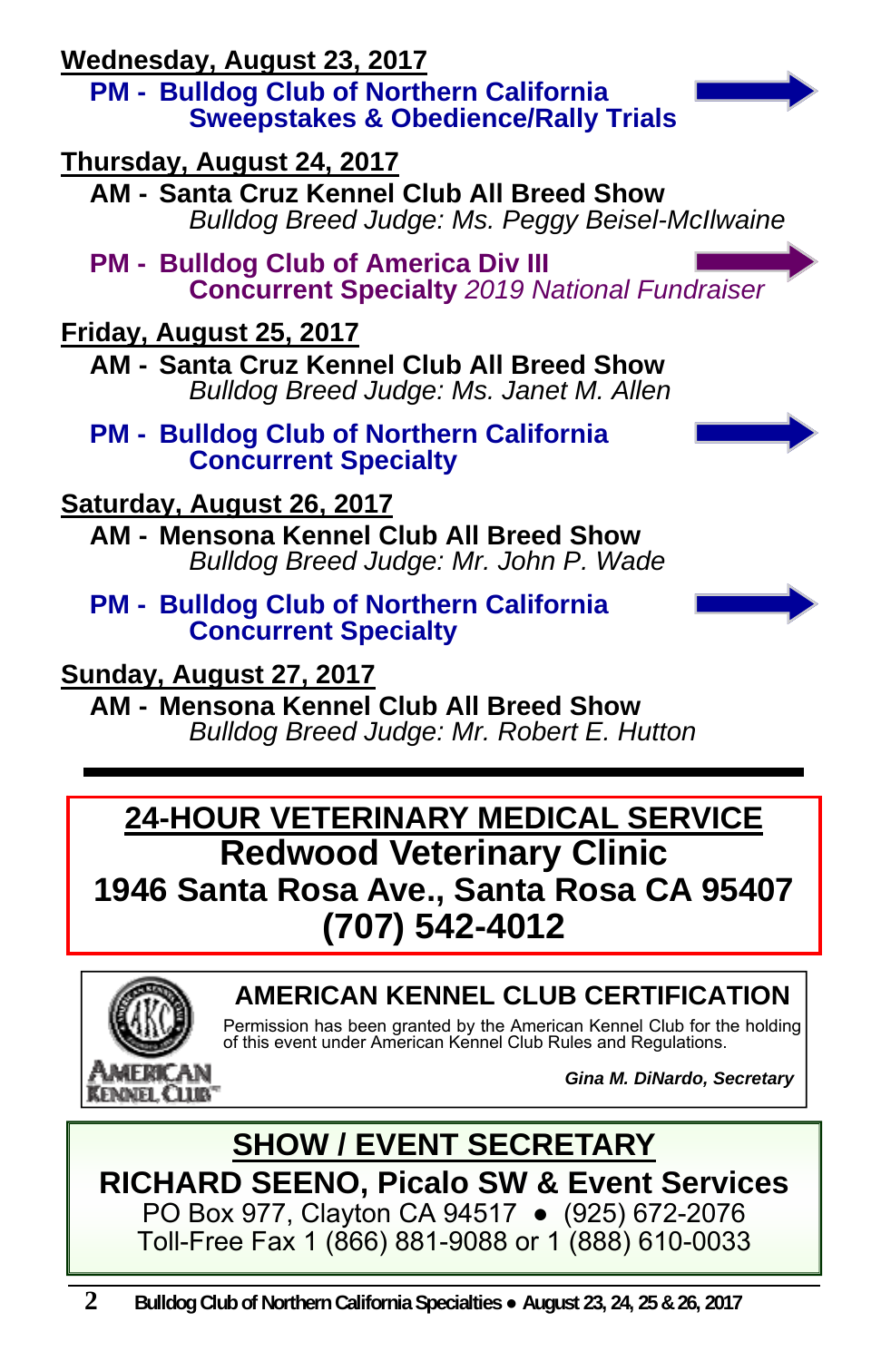**Wednesday, August 23, 2017**

**PM - Bulldog Club of Northern California**
**Sweepstakes & Obedience/Rally Trials**

**Thursday, August 24, 2017**

**AM - Santa Cruz Kennel Club All Breed Show**
*Bulldog Breed Judge: Ms. Peggy Beisel-McIlwaine*

**PM - Bulldog Club of America Div III**
**Concurrent Specialty** *2019 National Fundraiser*

**Friday, August 25, 2017**

**AM - Santa Cruz Kennel Club All Breed Show**
*Bulldog Breed Judge: Ms. Janet M. Allen*

**PM - Bulldog Club of Northern California**
**Concurrent Specialty**

**Saturday, August 26, 2017**

**AM - Mensona Kennel Club All Breed Show**
*Bulldog Breed Judge: Mr. John P. Wade*

**PM - Bulldog Club of Northern California**
**Concurrent Specialty**

**Sunday, August 27, 2017**

**AM - Mensona Kennel Club All Breed Show**
*Bulldog Breed Judge: Mr. Robert E. Hutton*

---

## 24-HOUR VETERINARY MEDICAL SERVICE

**Redwood Veterinary Clinic**
**1946 Santa Rosa Ave., Santa Rosa CA 95407**
**(707) 542-4012**

## AMERICAN KENNEL CLUB CERTIFICATION

Permission has been granted by the American Kennel Club for the holding of this event under American Kennel Club Rules and Regulations.

***Gina M. DiNardo, Secretary***

## SHOW / EVENT SECRETARY

**RICHARD SEENO, Picalo SW & Event Services**
PO Box 977, Clayton CA 94517 ● (925) 672-2076
Toll-Free Fax 1 (866) 881-9088 or 1 (888) 610-0033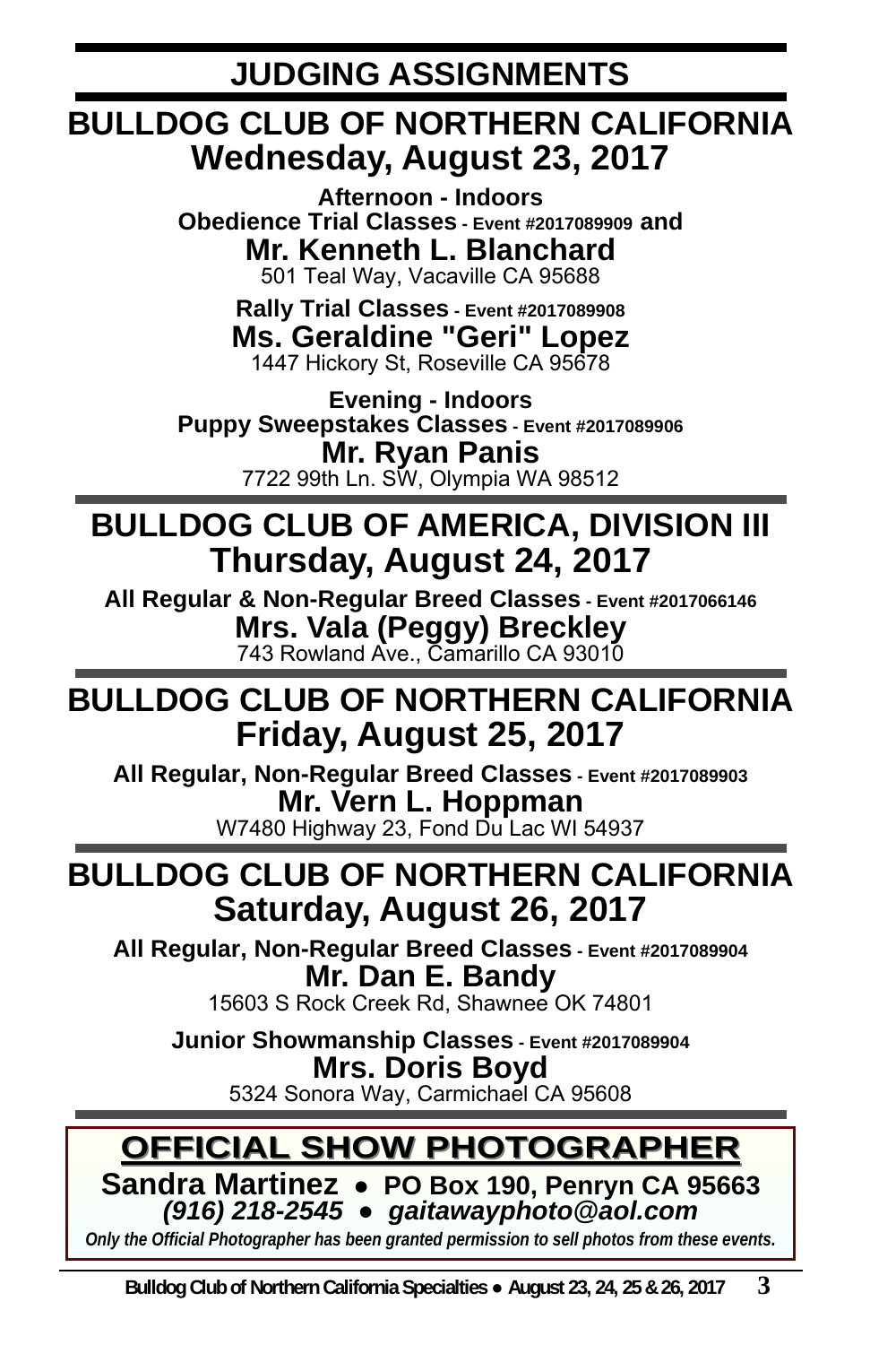# JUDGING ASSIGNMENTS

## BULLDOG CLUB OF NORTHERN CALIFORNIA
## Wednesday, August 23, 2017

**Afternoon - Indoors**

**Obedience Trial Classes - Event #2017089909 and**

**Mr. Kenneth L. Blanchard**
501 Teal Way, Vacaville CA 95688

**Rally Trial Classes - Event #2017089908**

**Ms. Geraldine "Geri" Lopez**
1447 Hickory St, Roseville CA 95678

**Evening - Indoors**

**Puppy Sweepstakes Classes - Event #2017089906**

**Mr. Ryan Panis**
7722 99th Ln. SW, Olympia WA 98512

## BULLDOG CLUB OF AMERICA, DIVISION III
## Thursday, August 24, 2017

**All Regular & Non-Regular Breed Classes - Event #2017066146**

**Mrs. Vala (Peggy) Breckley**
743 Rowland Ave., Camarillo CA 93010

## BULLDOG CLUB OF NORTHERN CALIFORNIA
## Friday, August 25, 2017

**All Regular, Non-Regular Breed Classes - Event #2017089903**

**Mr. Vern L. Hoppman**
W7480 Highway 23, Fond Du Lac WI 54937

## BULLDOG CLUB OF NORTHERN CALIFORNIA
## Saturday, August 26, 2017

**All Regular, Non-Regular Breed Classes - Event #2017089904**

**Mr. Dan E. Bandy**
15603 S Rock Creek Rd, Shawnee OK 74801

**Junior Showmanship Classes - Event #2017089904**

**Mrs. Doris Boyd**
5324 Sonora Way, Carmichael CA 95608

## OFFICIAL SHOW PHOTOGRAPHER

**Sandra Martinez ● PO Box 190, Penryn CA 95663**

***(916) 218-2545 ● gaitawayphoto@aol.com***

*Only the Official Photographer has been granted permission to sell photos from these events.*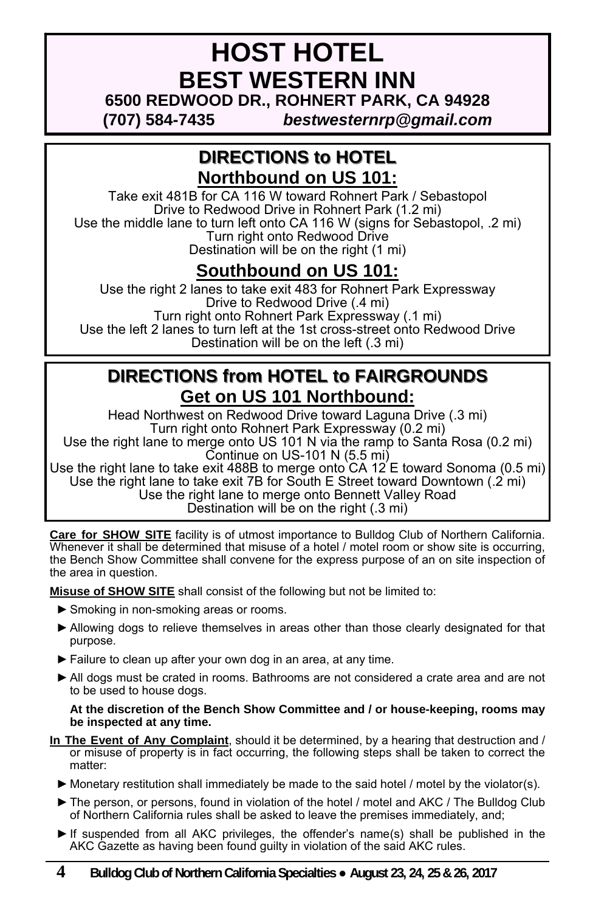# HOST HOTEL

## BEST WESTERN INN

**6500 REDWOOD DR., ROHNERT PARK, CA 94928**

**(707) 584-7435** ***bestwesternrp@gmail.com***

## DIRECTIONS to HOTEL

### Northbound on US 101:

Take exit 481B for CA 116 W toward Rohnert Park / Sebastopol
Drive to Redwood Drive in Rohnert Park (1.2 mi)
Use the middle lane to turn left onto CA 116 W (signs for Sebastopol, .2 mi)
Turn right onto Redwood Drive
Destination will be on the right (1 mi)

### Southbound on US 101:

Use the right 2 lanes to take exit 483 for Rohnert Park Expressway
Drive to Redwood Drive (.4 mi)
Turn right onto Rohnert Park Expressway (.1 mi)
Use the left 2 lanes to turn left at the 1st cross-street onto Redwood Drive
Destination will be on the left (.3 mi)

## DIRECTIONS from HOTEL to FAIRGROUNDS

### Get on US 101 Northbound:

Head Northwest on Redwood Drive toward Laguna Drive (.3 mi)
Turn right onto Rohnert Park Expressway (0.2 mi)
Use the right lane to merge onto US 101 N via the ramp to Santa Rosa (0.2 mi)
Continue on US-101 N (5.5 mi)
Use the right lane to take exit 488B to merge onto CA 12 E toward Sonoma (0.5 mi)
Use the right lane to take exit 7B for South E Street toward Downtown (.2 mi)
Use the right lane to merge onto Bennett Valley Road
Destination will be on the right (.3 mi)

**Care for SHOW SITE** facility is of utmost importance to Bulldog Club of Northern California. Whenever it shall be determined that misuse of a hotel / motel room or show site is occurring, the Bench Show Committee shall convene for the express purpose of an on site inspection of the area in question.

**Misuse of SHOW SITE** shall consist of the following but not be limited to:

- Smoking in non-smoking areas or rooms.
- Allowing dogs to relieve themselves in areas other than those clearly designated for that purpose.
- Failure to clean up after your own dog in an area, at any time.
- All dogs must be crated in rooms. Bathrooms are not considered a crate area and are not to be used to house dogs.

**At the discretion of the Bench Show Committee and / or house-keeping, rooms may be inspected at any time.**

**In The Event of Any Complaint**, should it be determined, by a hearing that destruction and / or misuse of property is in fact occurring, the following steps shall be taken to correct the matter:

- Monetary restitution shall immediately be made to the said hotel / motel by the violator(s).
- The person, or persons, found in violation of the hotel / motel and AKC / The Bulldog Club of Northern California rules shall be asked to leave the premises immediately, and;
- If suspended from all AKC privileges, the offender's name(s) shall be published in the AKC Gazette as having been found guilty in violation of the said AKC rules.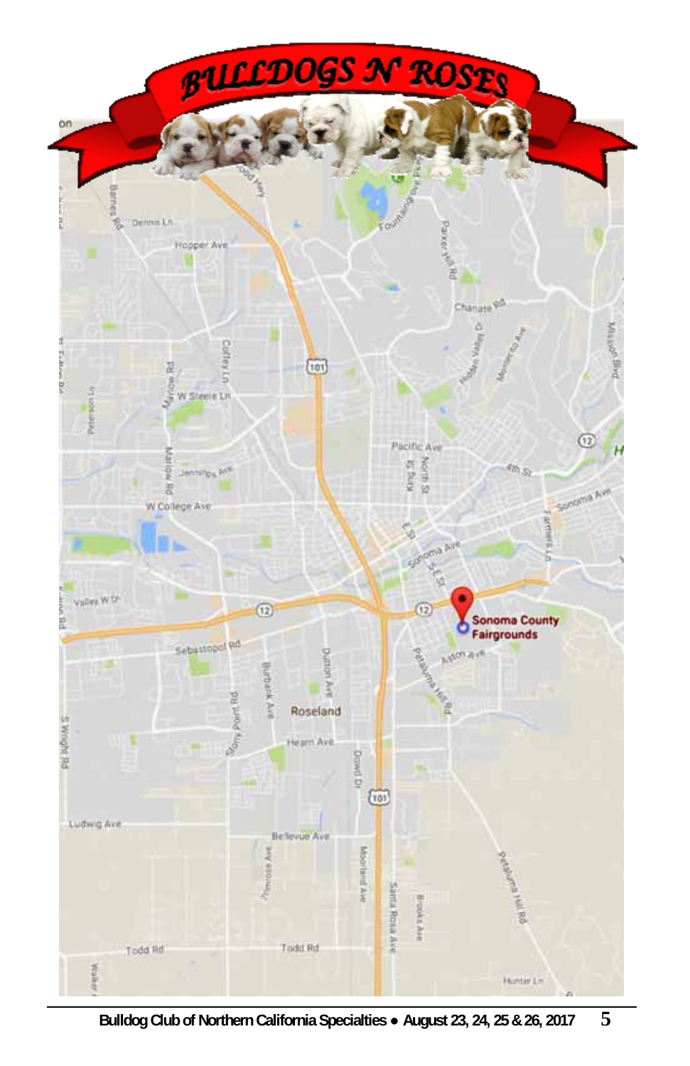# BULLDOGS N' ROSES

Sonoma County Fairgrounds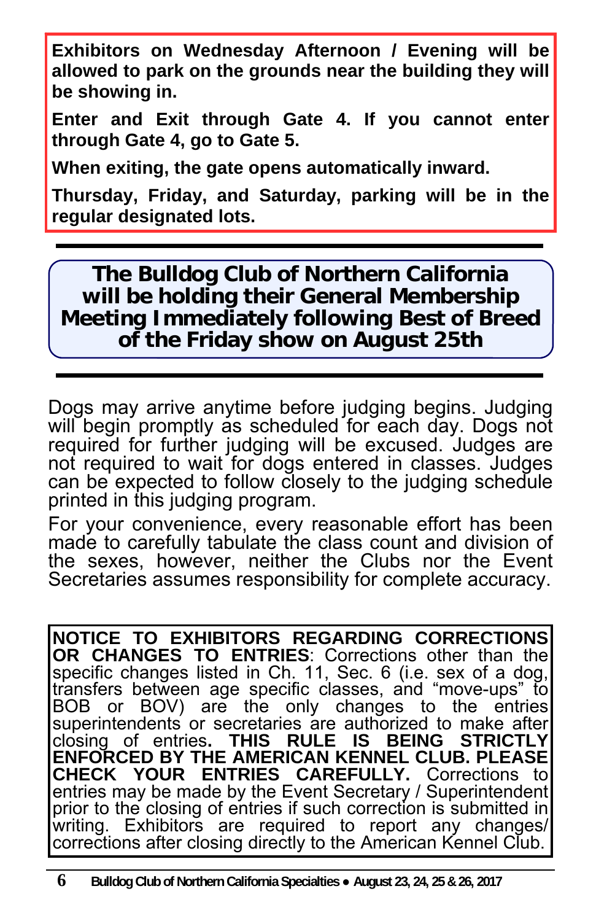**Exhibitors on Wednesday Afternoon / Evening will be allowed to park on the grounds near the building they will be showing in.**

**Enter and Exit through Gate 4. If you cannot enter through Gate 4, go to Gate 5.**

**When exiting, the gate opens automatically inward.**

**Thursday, Friday, and Saturday, parking will be in the regular designated lots.**

---

**The Bulldog Club of Northern California will be holding their General Membership Meeting Immediately following Best of Breed of the Friday show on August 25th**

---

Dogs may arrive anytime before judging begins. Judging will begin promptly as scheduled for each day. Dogs not required for further judging will be excused. Judges are not required to wait for dogs entered in classes. Judges can be expected to follow closely to the judging schedule printed in this judging program.

For your convenience, every reasonable effort has been made to carefully tabulate the class count and division of the sexes, however, neither the Clubs nor the Event Secretaries assumes responsibility for complete accuracy.

**NOTICE TO EXHIBITORS REGARDING CORRECTIONS OR CHANGES TO ENTRIES**: Corrections other than the specific changes listed in Ch. 11, Sec. 6 (i.e. sex of a dog, transfers between age specific classes, and "move-ups" to BOB or BOV) are the only changes to the entries superintendents or secretaries are authorized to make after closing of entries**. THIS RULE IS BEING STRICTLY ENFORCED BY THE AMERICAN KENNEL CLUB. PLEASE CHECK YOUR ENTRIES CAREFULLY.** Corrections to entries may be made by the Event Secretary / Superintendent prior to the closing of entries if such correction is submitted in writing. Exhibitors are required to report any changes/corrections after closing directly to the American Kennel Club.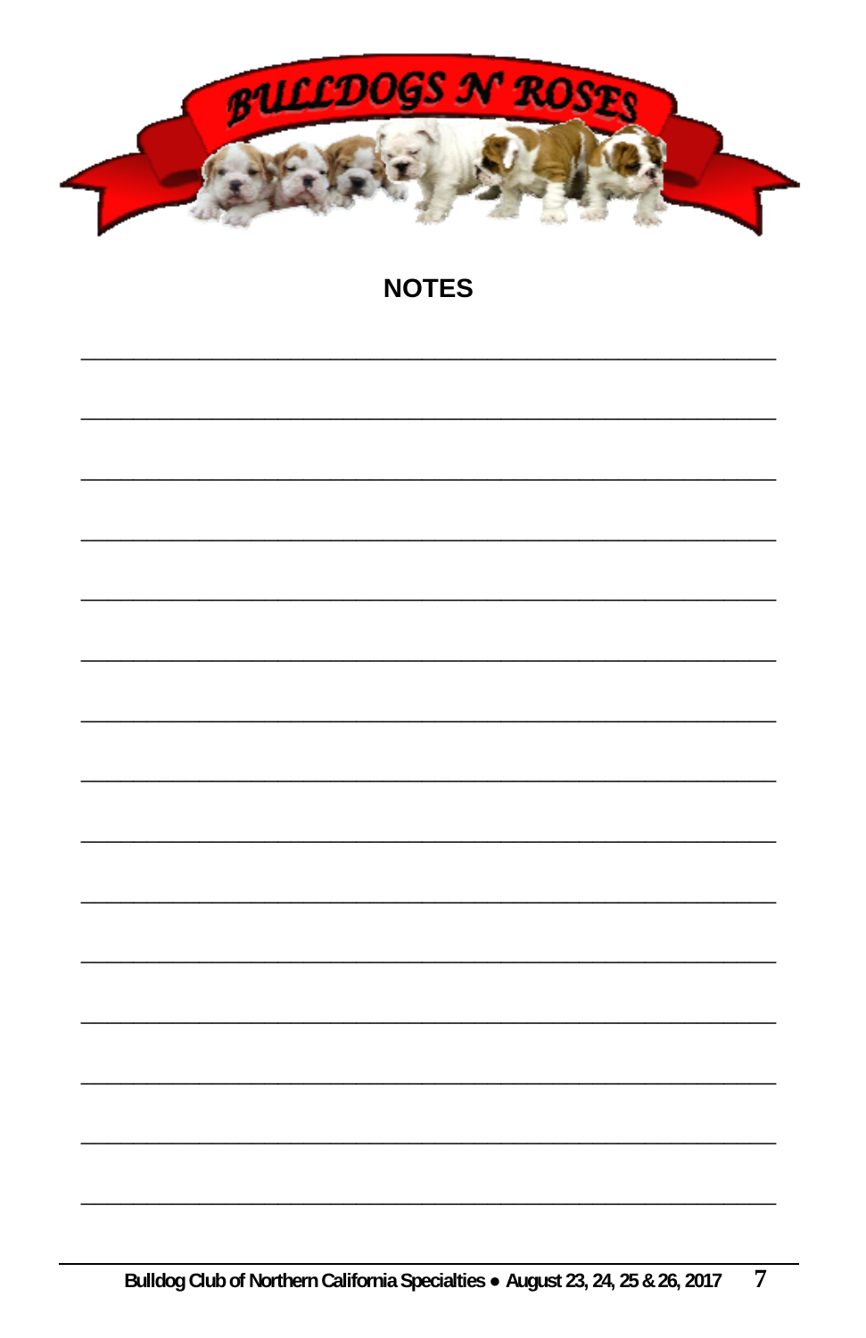# NOTES

________________________________________________________________

________________________________________________________________

________________________________________________________________

________________________________________________________________

________________________________________________________________

________________________________________________________________

________________________________________________________________

________________________________________________________________

________________________________________________________________

________________________________________________________________

________________________________________________________________

________________________________________________________________

________________________________________________________________

________________________________________________________________

________________________________________________________________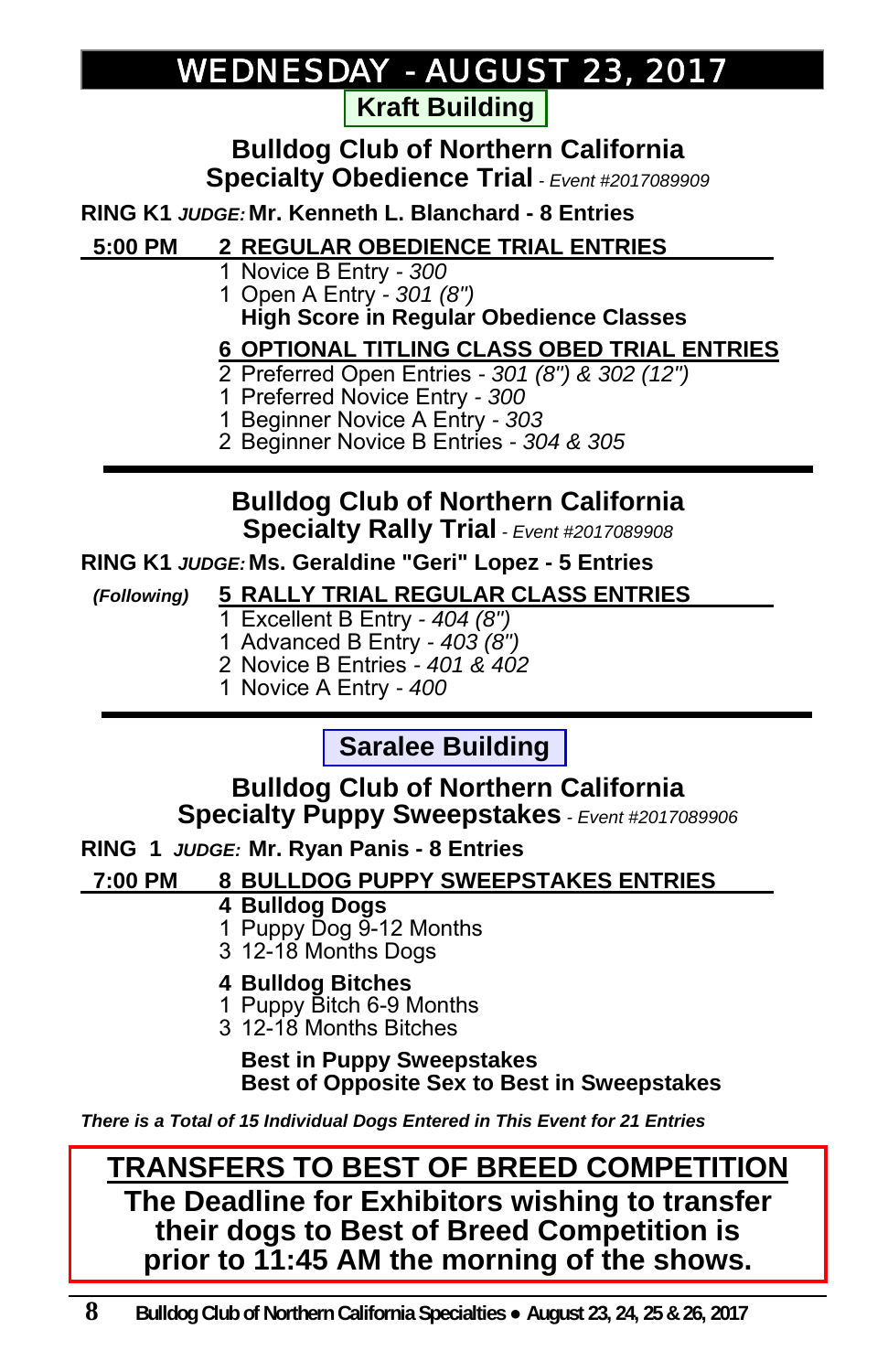# WEDNESDAY - AUGUST 23, 2017

## Kraft Building

### Bulldog Club of Northern California
### Specialty Obedience Trial - *Event #2017089909*

**RING K1** ***JUDGE:*** **Mr. Kenneth L. Blanchard - 8 Entries**

**5:00 PM** **<u>2 REGULAR OBEDIENCE TRIAL ENTRIES</u>**

1 Novice B Entry - *300*
1 Open A Entry - *301 (8")*
**High Score in Regular Obedience Classes**

**<u>6 OPTIONAL TITLING CLASS OBED TRIAL ENTRIES</u>**

2 Preferred Open Entries - *301 (8") & 302 (12")*
1 Preferred Novice Entry - *300*
1 Beginner Novice A Entry - *303*
2 Beginner Novice B Entries - *304 & 305*

---

### Bulldog Club of Northern California
### Specialty Rally Trial - *Event #2017089908*

**RING K1** ***JUDGE:*** **Ms. Geraldine "Geri" Lopez - 5 Entries**

***(Following)*** **<u>5 RALLY TRIAL REGULAR CLASS ENTRIES</u>**

1 Excellent B Entry - *404 (8")*
1 Advanced B Entry - *403 (8")*
2 Novice B Entries - *401 & 402*
1 Novice A Entry - *400*

---

## Saralee Building

### Bulldog Club of Northern California
### Specialty Puppy Sweepstakes - *Event #2017089906*

**RING 1** ***JUDGE:*** **Mr. Ryan Panis - 8 Entries**

**7:00 PM** **<u>8 BULLDOG PUPPY SWEEPSTAKES ENTRIES</u>**

**4 Bulldog Dogs**
1 Puppy Dog 9-12 Months
3 12-18 Months Dogs

**4 Bulldog Bitches**
1 Puppy Bitch 6-9 Months
3 12-18 Months Bitches

**Best in Puppy Sweepstakes**
**Best of Opposite Sex to Best in Sweepstakes**

***There is a Total of 15 Individual Dogs Entered in This Event for 21 Entries***

**<u>TRANSFERS TO BEST OF BREED COMPETITION</u>**
**The Deadline for Exhibitors wishing to transfer their dogs to Best of Breed Competition is prior to 11:45 AM the morning of the shows.**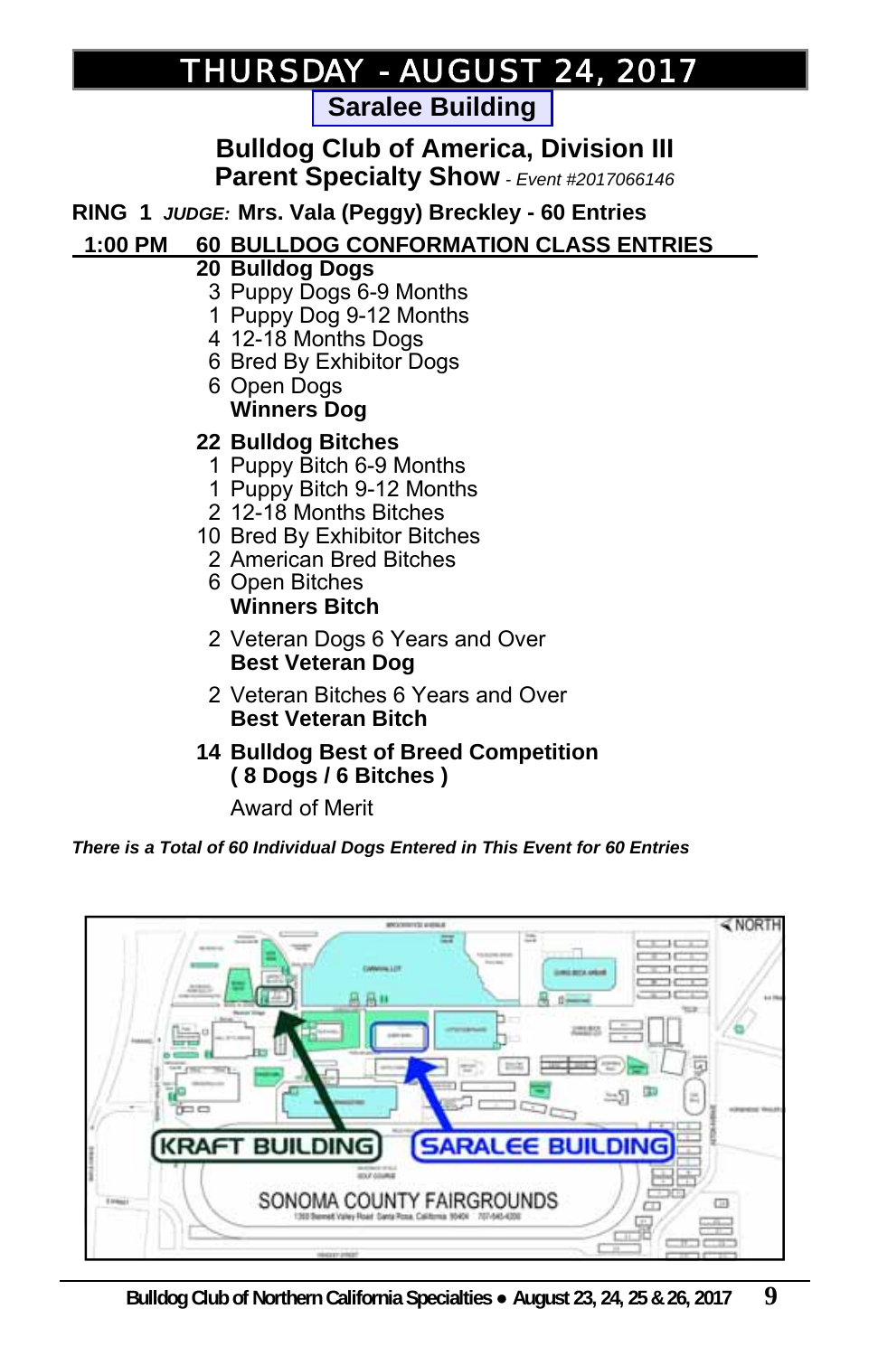# THURSDAY - AUGUST 24, 2017

## Saralee Building

## Bulldog Club of America, Division III Parent Specialty Show - *Event #2017066146*

**RING 1** ***JUDGE:*** **Mrs. Vala (Peggy) Breckley - 60 Entries**

**1:00 PM   60 BULLDOG CONFORMATION CLASS ENTRIES**

**20 Bulldog Dogs**
- 3 Puppy Dogs 6-9 Months
- 1 Puppy Dog 9-12 Months
- 4 12-18 Months Dogs
- 6 Bred By Exhibitor Dogs
- 6 Open Dogs

**Winners Dog**

**22 Bulldog Bitches**
- 1 Puppy Bitch 6-9 Months
- 1 Puppy Bitch 9-12 Months
- 2 12-18 Months Bitches
- 10 Bred By Exhibitor Bitches
- 2 American Bred Bitches
- 6 Open Bitches

**Winners Bitch**

2 Veteran Dogs 6 Years and Over
**Best Veteran Dog**

2 Veteran Bitches 6 Years and Over
**Best Veteran Bitch**

**14 Bulldog Best of Breed Competition ( 8 Dogs / 6 Bitches )**

Award of Merit

***There is a Total of 60 Individual Dogs Entered in This Event for 60 Entries***

NORTH

KRAFT BUILDING

SARALEE BUILDING

SONOMA COUNTY FAIRGROUNDS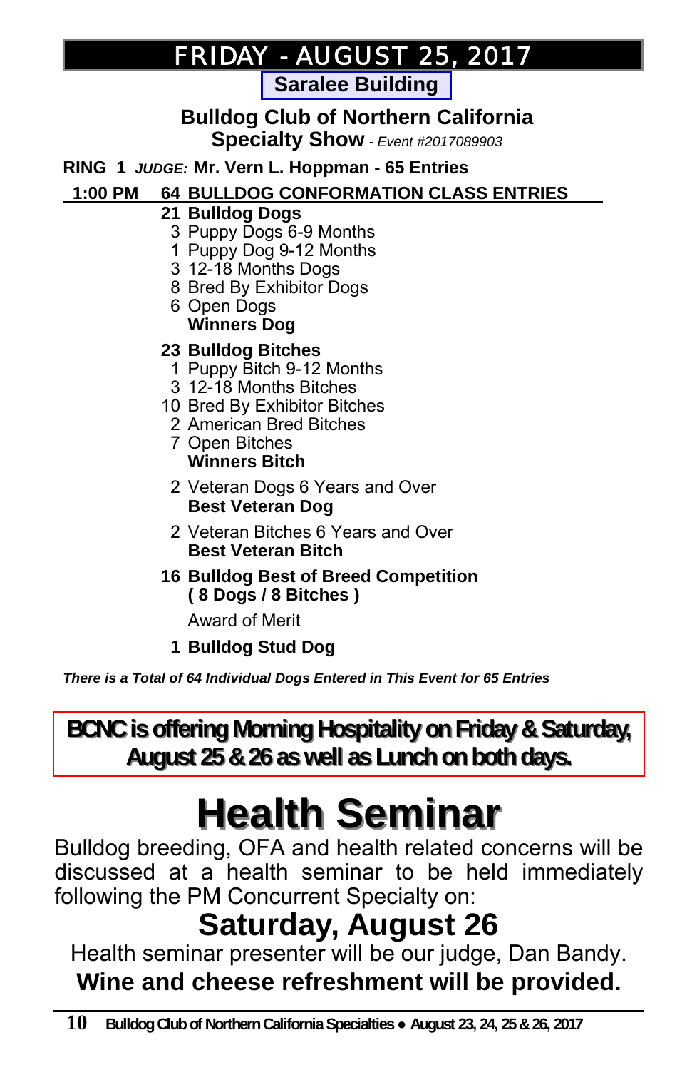# FRIDAY - AUGUST 25, 2017

**Saralee Building**

## Bulldog Club of Northern California Specialty Show

*- Event #2017089903*

**RING 1** ***JUDGE:*** **Mr. Vern L. Hoppman - 65 Entries**

**1:00 PM 64 BULLDOG CONFORMATION CLASS ENTRIES**

**21 Bulldog Dogs**
- 3 Puppy Dogs 6-9 Months
- 1 Puppy Dog 9-12 Months
- 3 12-18 Months Dogs
- 8 Bred By Exhibitor Dogs
- 6 Open Dogs

**Winners Dog**

**23 Bulldog Bitches**
- 1 Puppy Bitch 9-12 Months
- 3 12-18 Months Bitches
- 10 Bred By Exhibitor Bitches
- 2 American Bred Bitches
- 7 Open Bitches

**Winners Bitch**

2 Veteran Dogs 6 Years and Over
**Best Veteran Dog**

2 Veteran Bitches 6 Years and Over
**Best Veteran Bitch**

**16 Bulldog Best of Breed Competition**
**( 8 Dogs / 8 Bitches )**

Award of Merit

**1 Bulldog Stud Dog**

***There is a Total of 64 Individual Dogs Entered in This Event for 65 Entries***

**BCNC is offering Morning Hospitality on Friday & Saturday, August 25 & 26 as well as Lunch on both days.**

# Health Seminar

Bulldog breeding, OFA and health related concerns will be discussed at a health seminar to be held immediately following the PM Concurrent Specialty on:

## Saturday, August 26

Health seminar presenter will be our judge, Dan Bandy.

**Wine and cheese refreshment will be provided.**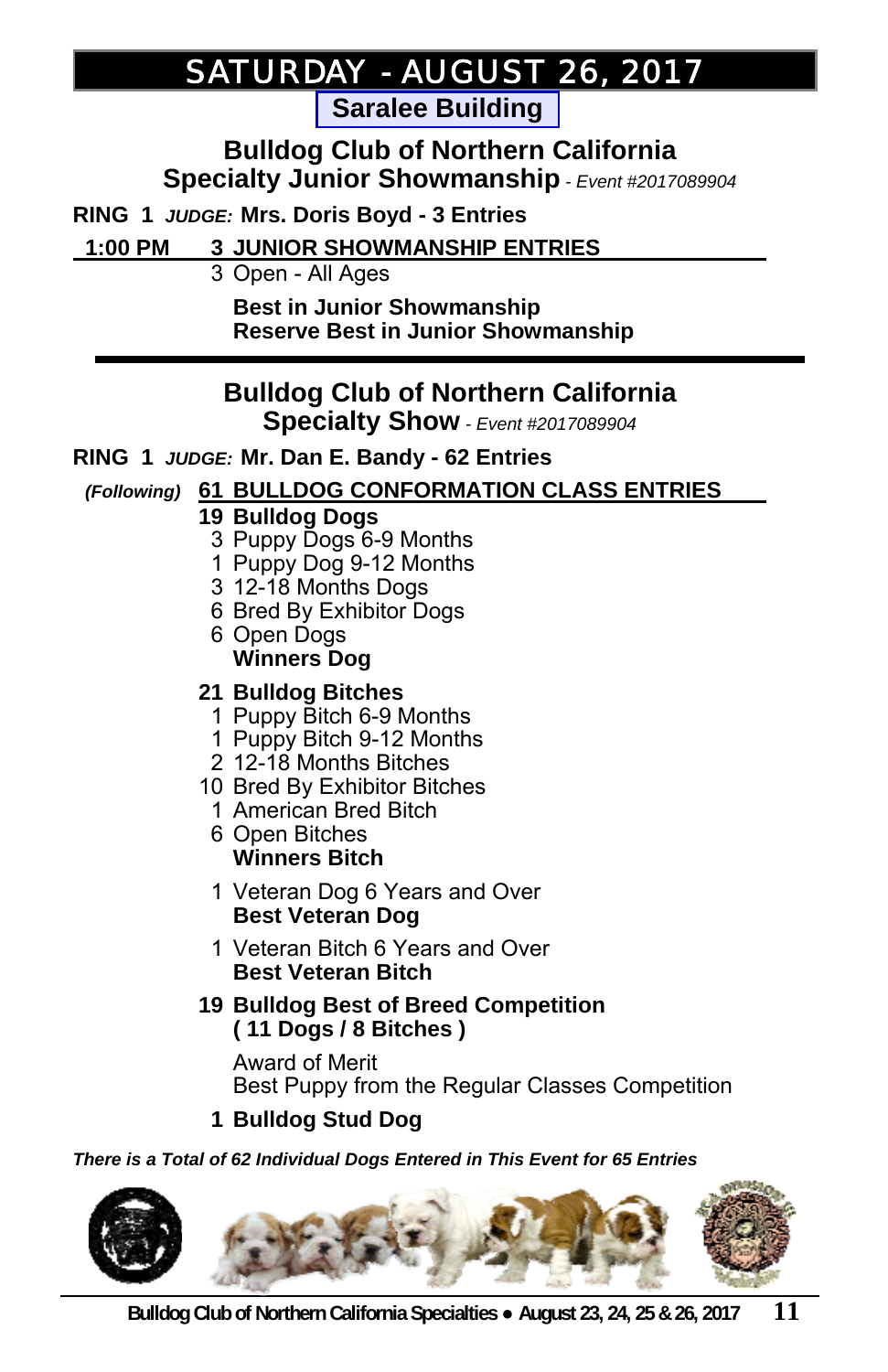# SATURDAY - AUGUST 26, 2017

**Saralee Building**

## Bulldog Club of Northern California
## Specialty Junior Showmanship - *Event #2017089904*

**RING 1** ***JUDGE:*** **Mrs. Doris Boyd - 3 Entries**

**1:00 PM** **3 JUNIOR SHOWMANSHIP ENTRIES**

3 Open - All Ages

**Best in Junior Showmanship**
**Reserve Best in Junior Showmanship**

---

## Bulldog Club of Northern California
## Specialty Show - *Event #2017089904*

**RING 1** ***JUDGE:*** **Mr. Dan E. Bandy - 62 Entries**

***(Following)*** **61 BULLDOG CONFORMATION CLASS ENTRIES**

**19 Bulldog Dogs**
- 3 Puppy Dogs 6-9 Months
- 1 Puppy Dog 9-12 Months
- 3 12-18 Months Dogs
- 6 Bred By Exhibitor Dogs
- 6 Open Dogs

**Winners Dog**

**21 Bulldog Bitches**
- 1 Puppy Bitch 6-9 Months
- 1 Puppy Bitch 9-12 Months
- 2 12-18 Months Bitches
- 10 Bred By Exhibitor Bitches
- 1 American Bred Bitch
- 6 Open Bitches

**Winners Bitch**

1 Veteran Dog 6 Years and Over
**Best Veteran Dog**

1 Veteran Bitch 6 Years and Over
**Best Veteran Bitch**

**19 Bulldog Best of Breed Competition**
**( 11 Dogs / 8 Bitches )**

Award of Merit
Best Puppy from the Regular Classes Competition

**1 Bulldog Stud Dog**

***There is a Total of 62 Individual Dogs Entered in This Event for 65 Entries***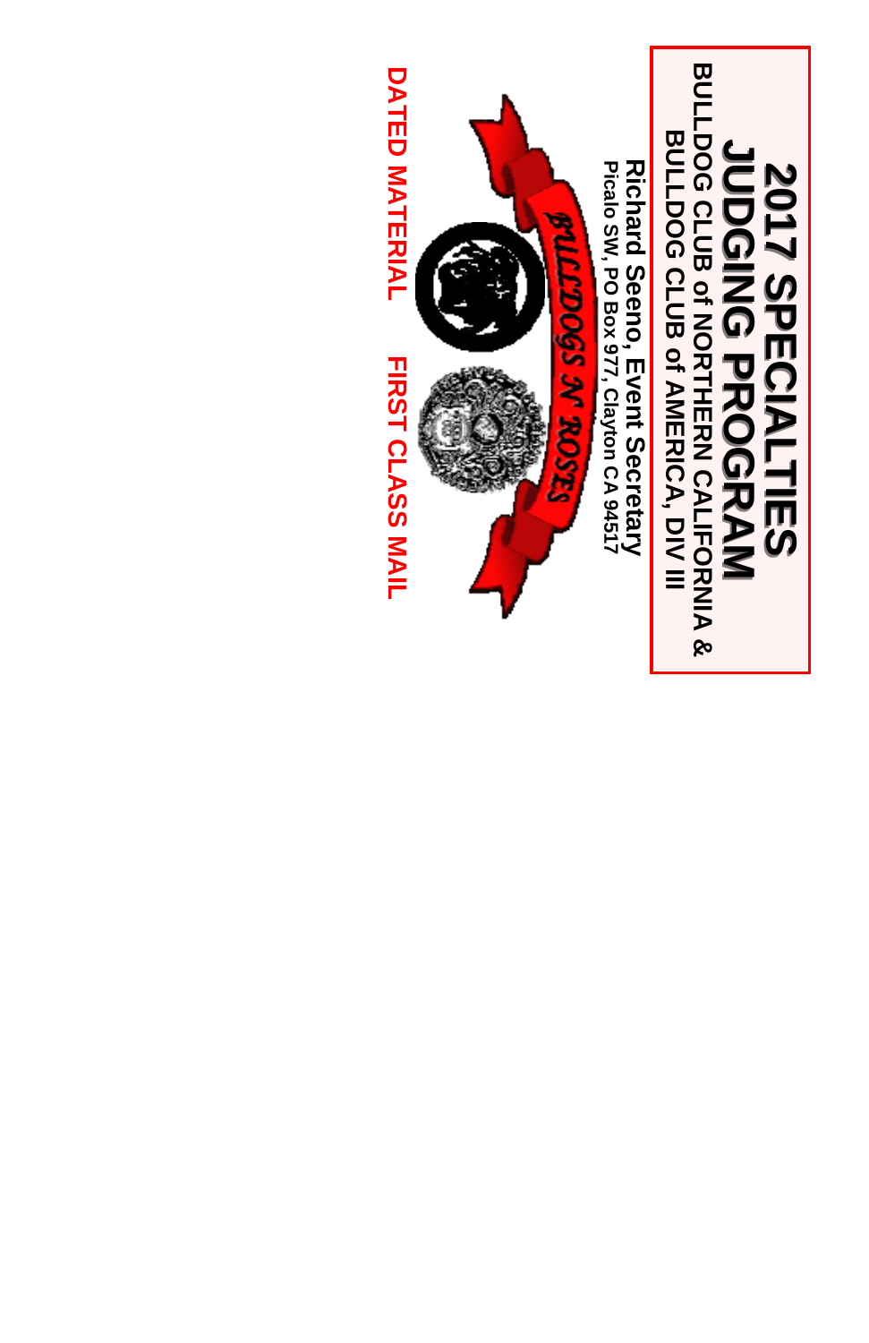# 2017 SPECIALTIES JUDGING PROGRAM

**BULLDOG CLUB of NORTHERN CALIFORNIA & BULLDOG CLUB of AMERICA, DIV III**

**Richard Seeno, Event Secretary**
**Picalo SW, PO Box 977, Clayton CA 94517**

BULLDOGS N' ROSES

**DATED MATERIAL** **FIRST CLASS MAIL**